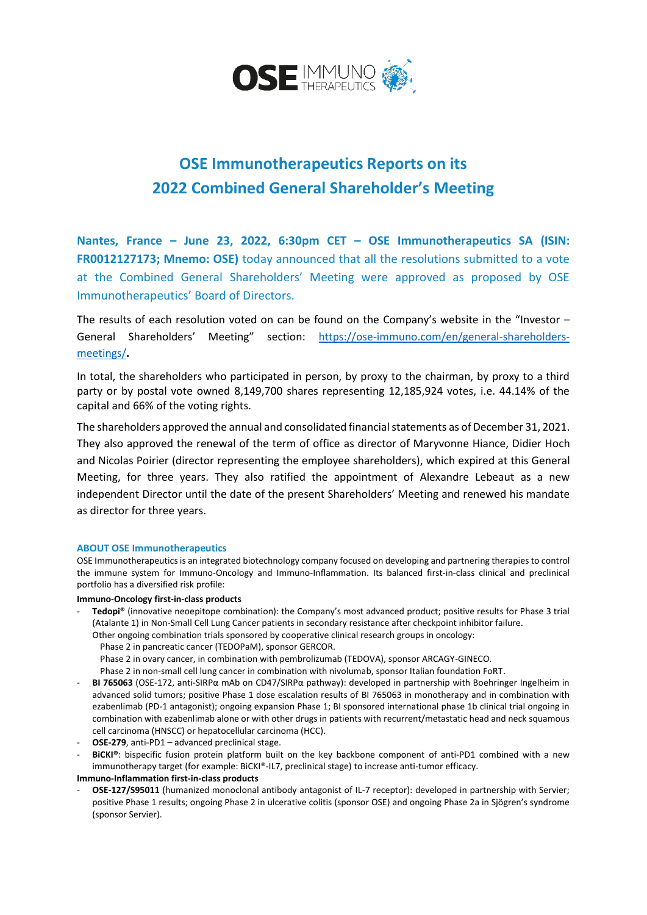# OSE Immunotherapeutics Reports on its 2022 Combined General Shareholder's Meeting

**Nantes, France – June 23, 2022, 6:30pm CET – OSE Immunotherapeutics SA (ISIN: FR0012127173; Mnemo: OSE)** today announced that all the resolutions submitted to a vote at the Combined General Shareholders' Meeting were approved as proposed by OSE Immunotherapeutics' Board of Directors.

The results of each resolution voted on can be found on the Company's website in the "Investor – General Shareholders' Meeting" section: https://ose-immuno.com/en/general-shareholders-meetings/.

In total, the shareholders who participated in person, by proxy to the chairman, by proxy to a third party or by postal vote owned 8,149,700 shares representing 12,185,924 votes, i.e. 44.14% of the capital and 66% of the voting rights.

The shareholders approved the annual and consolidated financial statements as of December 31, 2021. They also approved the renewal of the term of office as director of Maryvonne Hiance, Didier Hoch and Nicolas Poirier (director representing the employee shareholders), which expired at this General Meeting, for three years. They also ratified the appointment of Alexandre Lebeaut as a new independent Director until the date of the present Shareholders' Meeting and renewed his mandate as director for three years.

## ABOUT OSE Immunotherapeutics

OSE Immunotherapeutics is an integrated biotechnology company focused on developing and partnering therapies to control the immune system for Immuno-Oncology and Immuno-Inflammation. Its balanced first-in-class clinical and preclinical portfolio has a diversified risk profile:

**Immuno-Oncology first-in-class products**

- **Tedopi®** (innovative neoepitope combination): the Company's most advanced product; positive results for Phase 3 trial (Atalante 1) in Non-Small Cell Lung Cancer patients in secondary resistance after checkpoint inhibitor failure.
  Other ongoing combination trials sponsored by cooperative clinical research groups in oncology:
  Phase 2 in pancreatic cancer (TEDOPaM), sponsor GERCOR.
  Phase 2 in ovary cancer, in combination with pembrolizumab (TEDOVA), sponsor ARCAGY-GINECO.
  Phase 2 in non-small cell lung cancer in combination with nivolumab, sponsor Italian foundation FoRT.
- **BI 765063** (OSE-172, anti-SIRPα mAb on CD47/SIRPα pathway): developed in partnership with Boehringer Ingelheim in advanced solid tumors; positive Phase 1 dose escalation results of BI 765063 in monotherapy and in combination with ezabenlimab (PD-1 antagonist); ongoing expansion Phase 1; BI sponsored international phase 1b clinical trial ongoing in combination with ezabenlimab alone or with other drugs in patients with recurrent/metastatic head and neck squamous cell carcinoma (HNSCC) or hepatocellular carcinoma (HCC).
- **OSE-279**, anti-PD1 – advanced preclinical stage.
- **BiCKI®**: bispecific fusion protein platform built on the key backbone component of anti-PD1 combined with a new immunotherapy target (for example: BiCKI®-IL7, preclinical stage) to increase anti-tumor efficacy.

**Immuno-Inflammation first-in-class products**

- **OSE-127/S95011** (humanized monoclonal antibody antagonist of IL-7 receptor): developed in partnership with Servier; positive Phase 1 results; ongoing Phase 2 in ulcerative colitis (sponsor OSE) and ongoing Phase 2a in Sjögren's syndrome (sponsor Servier).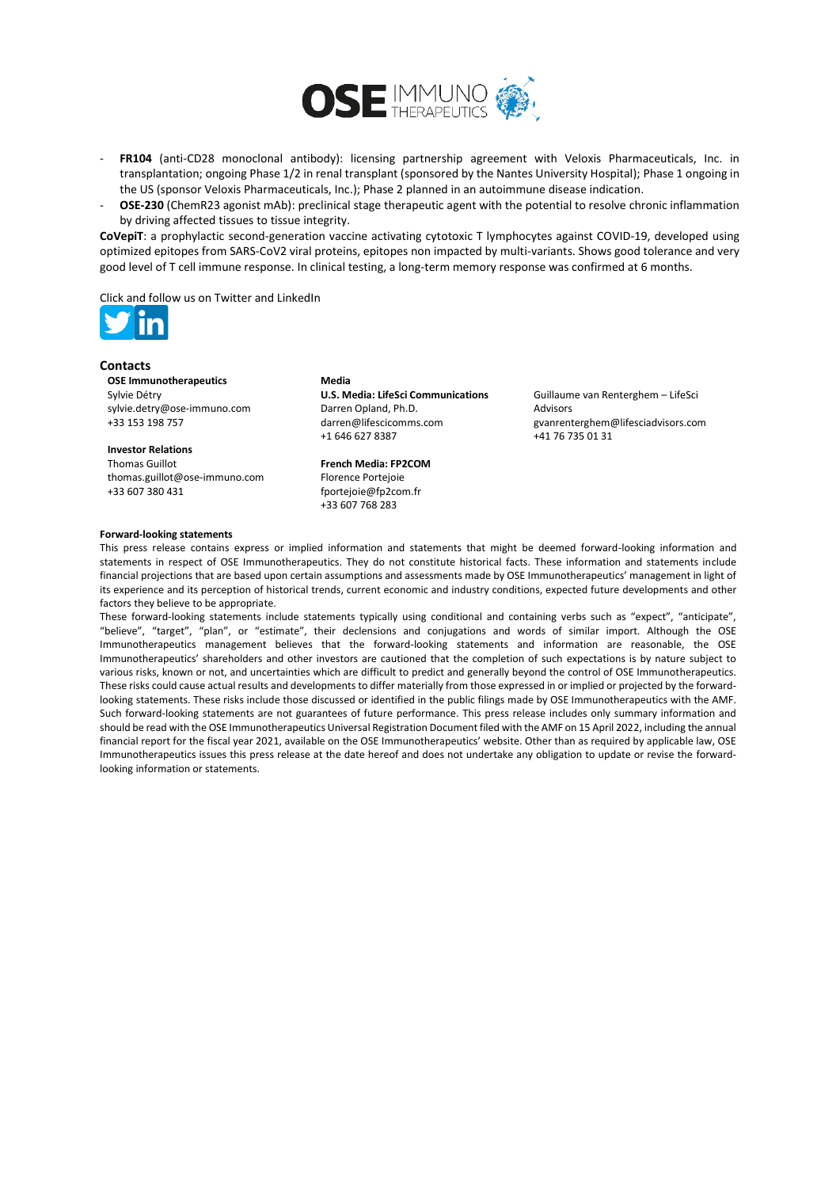- **FR104** (anti-CD28 monoclonal antibody): licensing partnership agreement with Veloxis Pharmaceuticals, Inc. in transplantation; ongoing Phase 1/2 in renal transplant (sponsored by the Nantes University Hospital); Phase 1 ongoing in the US (sponsor Veloxis Pharmaceuticals, Inc.); Phase 2 planned in an autoimmune disease indication.
- **OSE-230** (ChemR23 agonist mAb): preclinical stage therapeutic agent with the potential to resolve chronic inflammation by driving affected tissues to tissue integrity.

**CoVepiT**: a prophylactic second-generation vaccine activating cytotoxic T lymphocytes against COVID-19, developed using optimized epitopes from SARS-CoV2 viral proteins, epitopes non impacted by multi-variants. Shows good tolerance and very good level of T cell immune response. In clinical testing, a long-term memory response was confirmed at 6 months.

Click and follow us on Twitter and LinkedIn

## Contacts

**OSE Immunotherapeutics**
Sylvie Détry
sylvie.detry@ose-immuno.com
+33 153 198 757

**Investor Relations**
Thomas Guillot
thomas.guillot@ose-immuno.com
+33 607 380 431

**Media**

**U.S. Media: LifeSci Communications**
Darren Opland, Ph.D.
darren@lifescicomms.com
+1 646 627 8387

**French Media: FP2COM**
Florence Portejoie
fportejoie@fp2com.fr
+33 607 768 283

Guillaume van Renterghem – LifeSci Advisors
gvanrenterghem@lifesciadvisors.com
+41 76 735 01 31

**Forward-looking statements**

This press release contains express or implied information and statements that might be deemed forward-looking information and statements in respect of OSE Immunotherapeutics. They do not constitute historical facts. These information and statements include financial projections that are based upon certain assumptions and assessments made by OSE Immunotherapeutics' management in light of its experience and its perception of historical trends, current economic and industry conditions, expected future developments and other factors they believe to be appropriate.

These forward-looking statements include statements typically using conditional and containing verbs such as "expect", "anticipate", "believe", "target", "plan", or "estimate", their declensions and conjugations and words of similar import. Although the OSE Immunotherapeutics management believes that the forward-looking statements and information are reasonable, the OSE Immunotherapeutics' shareholders and other investors are cautioned that the completion of such expectations is by nature subject to various risks, known or not, and uncertainties which are difficult to predict and generally beyond the control of OSE Immunotherapeutics. These risks could cause actual results and developments to differ materially from those expressed in or implied or projected by the forward-looking statements. These risks include those discussed or identified in the public filings made by OSE Immunotherapeutics with the AMF. Such forward-looking statements are not guarantees of future performance. This press release includes only summary information and should be read with the OSE Immunotherapeutics Universal Registration Document filed with the AMF on 15 April 2022, including the annual financial report for the fiscal year 2021, available on the OSE Immunotherapeutics' website. Other than as required by applicable law, OSE Immunotherapeutics issues this press release at the date hereof and does not undertake any obligation to update or revise the forward-looking information or statements.